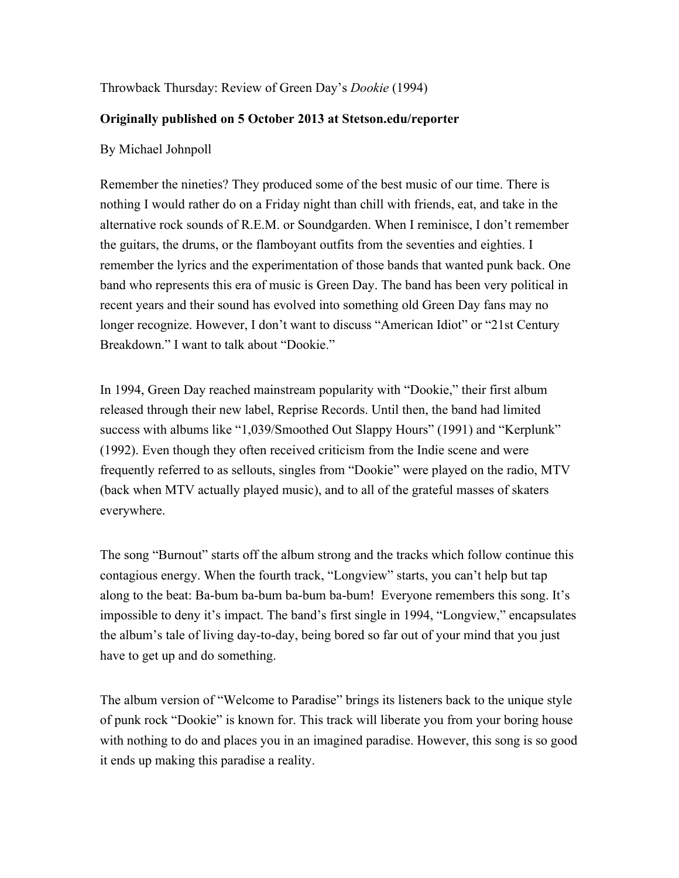Throwback Thursday: Review of Green Day's *Dookie* (1994)

**Originally published on 5 October 2013 at Stetson.edu/reporter**

By Michael Johnpoll

Remember the nineties? They produced some of the best music of our time. There is nothing I would rather do on a Friday night than chill with friends, eat, and take in the alternative rock sounds of R.E.M. or Soundgarden. When I reminisce, I don't remember the guitars, the drums, or the flamboyant outfits from the seventies and eighties. I remember the lyrics and the experimentation of those bands that wanted punk back. One band who represents this era of music is Green Day. The band has been very political in recent years and their sound has evolved into something old Green Day fans may no longer recognize. However, I don't want to discuss "American Idiot" or "21st Century Breakdown." I want to talk about "Dookie."

In 1994, Green Day reached mainstream popularity with "Dookie," their first album released through their new label, Reprise Records. Until then, the band had limited success with albums like "1,039/Smoothed Out Slappy Hours" (1991) and "Kerplunk" (1992). Even though they often received criticism from the Indie scene and were frequently referred to as sellouts, singles from "Dookie" were played on the radio, MTV (back when MTV actually played music), and to all of the grateful masses of skaters everywhere.

The song "Burnout" starts off the album strong and the tracks which follow continue this contagious energy. When the fourth track, "Longview" starts, you can't help but tap along to the beat: Ba-bum ba-bum ba-bum ba-bum! Everyone remembers this song. It's impossible to deny it's impact. The band's first single in 1994, "Longview," encapsulates the album's tale of living day-to-day, being bored so far out of your mind that you just have to get up and do something.

The album version of "Welcome to Paradise" brings its listeners back to the unique style of punk rock "Dookie" is known for. This track will liberate you from your boring house with nothing to do and places you in an imagined paradise. However, this song is so good it ends up making this paradise a reality.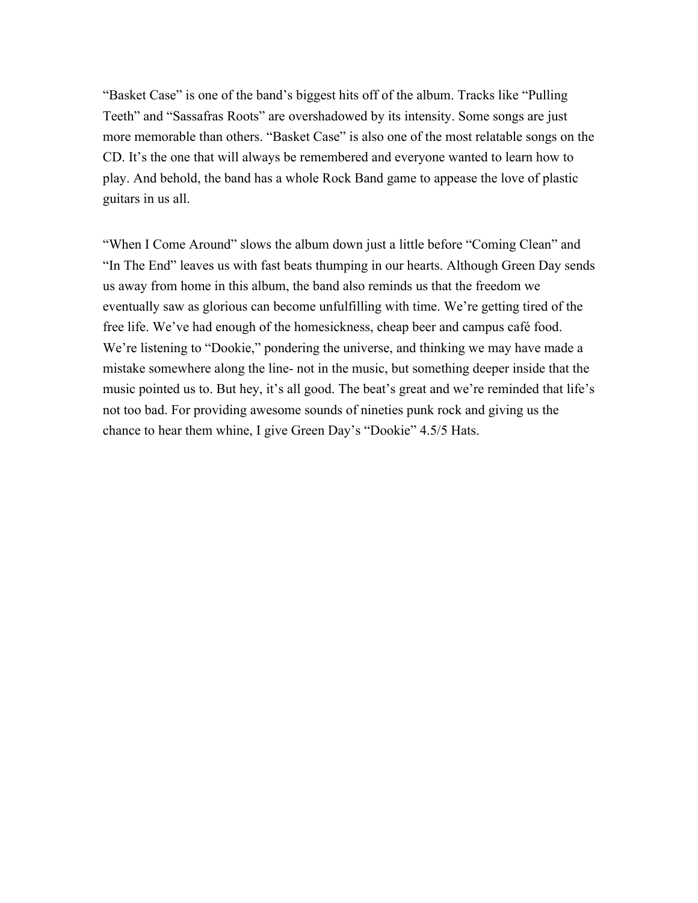"Basket Case" is one of the band's biggest hits off of the album. Tracks like "Pulling Teeth" and "Sassafras Roots" are overshadowed by its intensity. Some songs are just more memorable than others. "Basket Case" is also one of the most relatable songs on the CD. It's the one that will always be remembered and everyone wanted to learn how to play. And behold, the band has a whole Rock Band game to appease the love of plastic guitars in us all.

"When I Come Around" slows the album down just a little before "Coming Clean" and "In The End" leaves us with fast beats thumping in our hearts. Although Green Day sends us away from home in this album, the band also reminds us that the freedom we eventually saw as glorious can become unfulfilling with time. We're getting tired of the free life. We've had enough of the homesickness, cheap beer and campus café food. We're listening to "Dookie," pondering the universe, and thinking we may have made a mistake somewhere along the line- not in the music, but something deeper inside that the music pointed us to. But hey, it's all good. The beat's great and we're reminded that life's not too bad. For providing awesome sounds of nineties punk rock and giving us the chance to hear them whine, I give Green Day's "Dookie" 4.5/5 Hats.